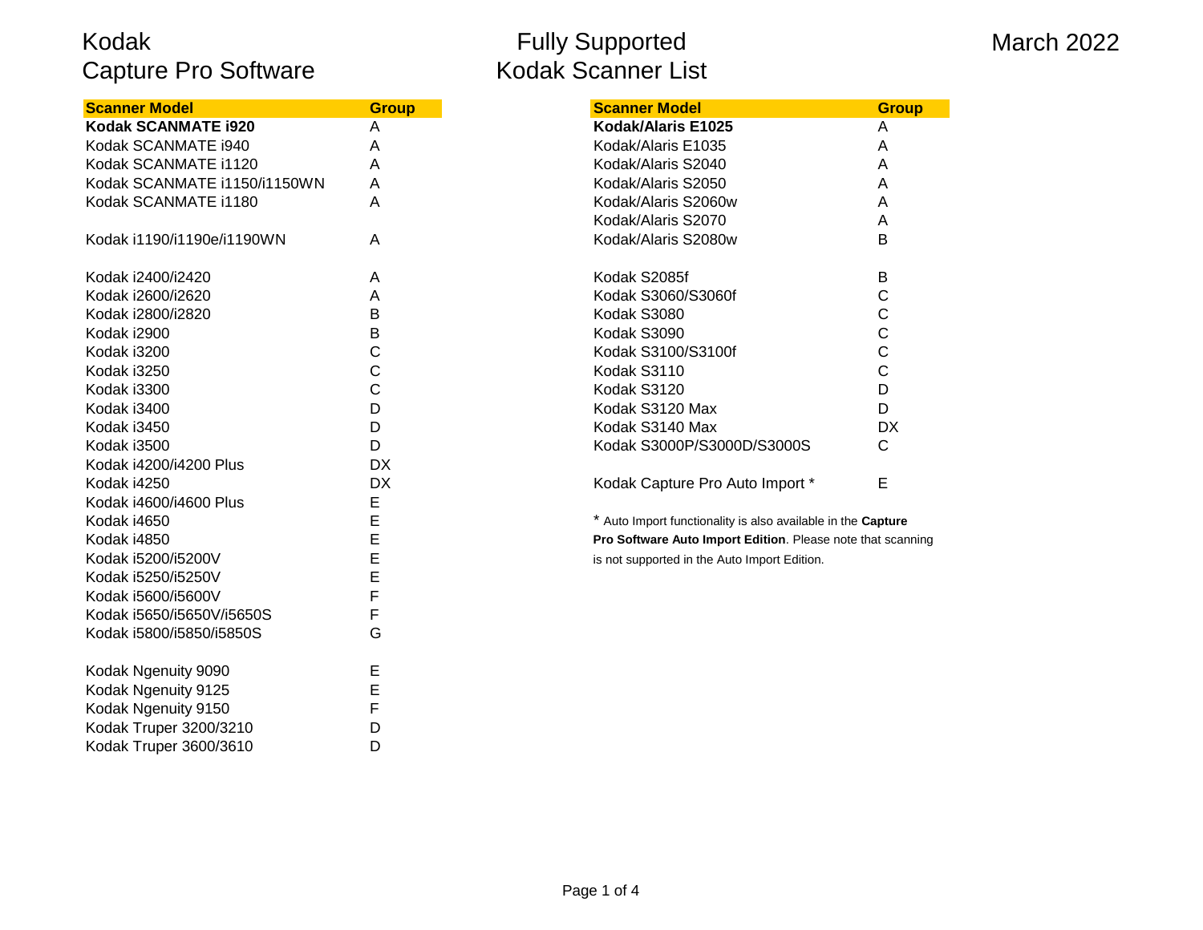# Kodak Capture Pro Software

# Fully Supported Kodak Scanner List

March 2022

| Scanner Model | Group |
|---|---|
| **Kodak SCANMATE i920** | A |
| Kodak SCANMATE i940 | A |
| Kodak SCANMATE i1120 | A |
| Kodak SCANMATE i1150/i1150WN | A |
| Kodak SCANMATE i1180 | A |
| | |
| Kodak i1190/i1190e/i1190WN | A |
| | |
| Kodak i2400/i2420 | A |
| Kodak i2600/i2620 | A |
| Kodak i2800/i2820 | B |
| Kodak i2900 | B |
| Kodak i3200 | C |
| Kodak i3250 | C |
| Kodak i3300 | C |
| Kodak i3400 | D |
| Kodak i3450 | D |
| Kodak i3500 | D |
| Kodak i4200/i4200 Plus | DX |
| Kodak i4250 | DX |
| Kodak i4600/i4600 Plus | E |
| Kodak i4650 | E |
| Kodak i4850 | E |
| Kodak i5200/i5200V | E |
| Kodak i5250/i5250V | E |
| Kodak i5600/i5600V | F |
| Kodak i5650/i5650V/i5650S | F |
| Kodak i5800/i5850/i5850S | G |
| | |
| Kodak Ngenuity 9090 | E |
| Kodak Ngenuity 9125 | E |
| Kodak Ngenuity 9150 | F |
| Kodak Truper 3200/3210 | D |
| Kodak Truper 3600/3610 | D |

| Scanner Model | Group |
|---|---|
| **Kodak/Alaris E1025** | A |
| Kodak/Alaris E1035 | A |
| Kodak/Alaris S2040 | A |
| Kodak/Alaris S2050 | A |
| Kodak/Alaris S2060w | A |
| Kodak/Alaris S2070 | A |
| Kodak/Alaris S2080w | B |
| | |
| Kodak S2085f | B |
| Kodak S3060/S3060f | C |
| Kodak S3080 | C |
| Kodak S3090 | C |
| Kodak S3100/S3100f | C |
| Kodak S3110 | C |
| Kodak S3120 | D |
| Kodak S3120 Max | D |
| Kodak S3140 Max | DX |
| Kodak S3000P/S3000D/S3000S | C |
| | |
| Kodak Capture Pro Auto Import * | E |

* Auto Import functionality is also available in the **Capture Pro Software Auto Import Edition**. Please note that scanning is not supported in the Auto Import Edition.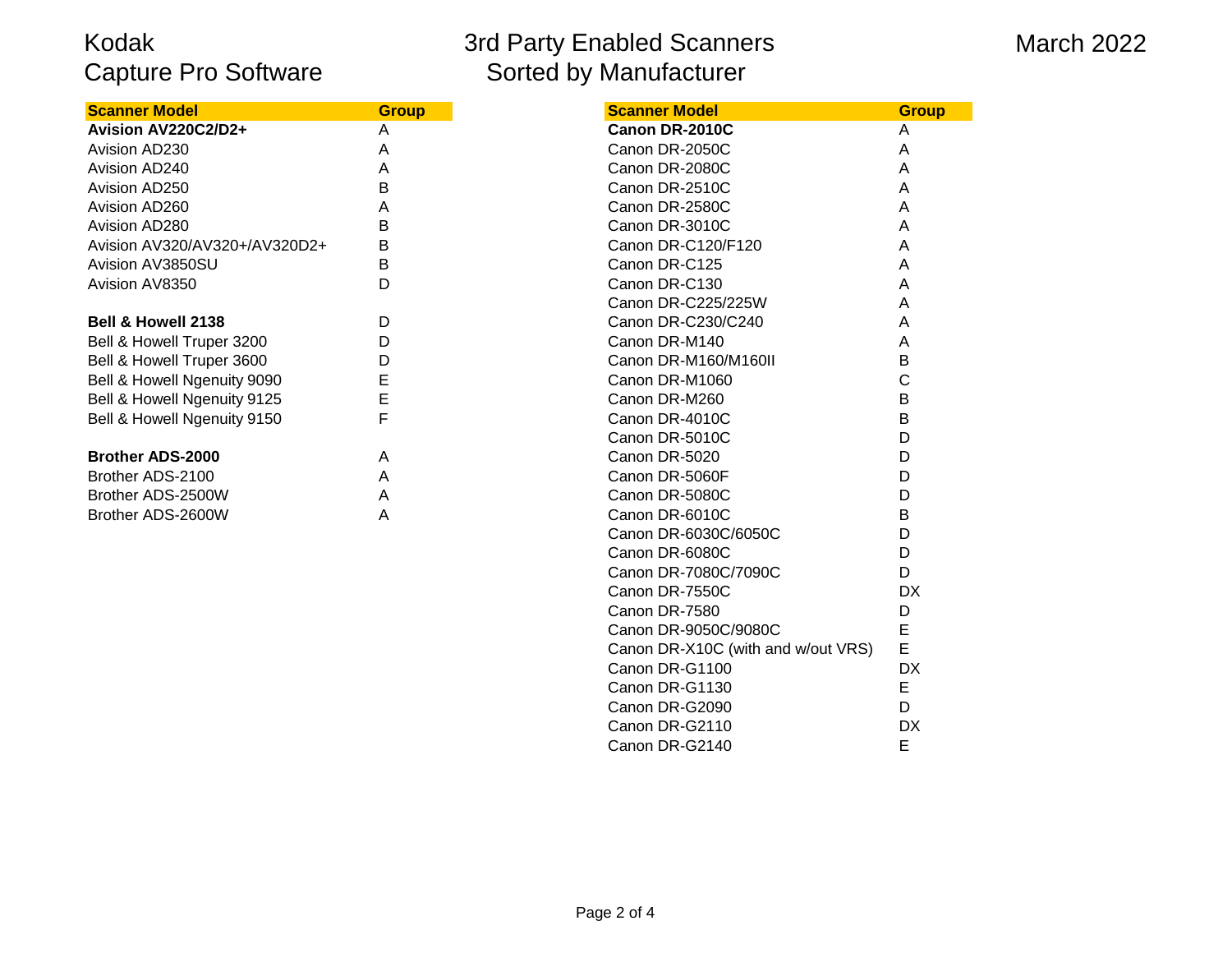Kodak
Capture Pro Software

# 3rd Party Enabled Scanners
## Sorted by Manufacturer

March 2022

| Scanner Model | Group |
| --- | --- |
| **Avision AV220C2/D2+** | A |
| Avision AD230 | A |
| Avision AD240 | A |
| Avision AD250 | B |
| Avision AD260 | A |
| Avision AD280 | B |
| Avision AV320/AV320+/AV320D2+ | B |
| Avision AV3850SU | B |
| Avision AV8350 | D |
| | |
| **Bell & Howell 2138** | D |
| Bell & Howell Truper 3200 | D |
| Bell & Howell Truper 3600 | D |
| Bell & Howell Ngenuity 9090 | E |
| Bell & Howell Ngenuity 9125 | E |
| Bell & Howell Ngenuity 9150 | F |
| | |
| **Brother ADS-2000** | A |
| Brother ADS-2100 | A |
| Brother ADS-2500W | A |
| Brother ADS-2600W | A |

| Scanner Model | Group |
| --- | --- |
| **Canon DR-2010C** | A |
| Canon DR-2050C | A |
| Canon DR-2080C | A |
| Canon DR-2510C | A |
| Canon DR-2580C | A |
| Canon DR-3010C | A |
| Canon DR-C120/F120 | A |
| Canon DR-C125 | A |
| Canon DR-C130 | A |
| Canon DR-C225/225W | A |
| Canon DR-C230/C240 | A |
| Canon DR-M140 | A |
| Canon DR-M160/M160II | B |
| Canon DR-M1060 | C |
| Canon DR-M260 | B |
| Canon DR-4010C | B |
| Canon DR-5010C | D |
| Canon DR-5020 | D |
| Canon DR-5060F | D |
| Canon DR-5080C | D |
| Canon DR-6010C | B |
| Canon DR-6030C/6050C | D |
| Canon DR-6080C | D |
| Canon DR-7080C/7090C | D |
| Canon DR-7550C | DX |
| Canon DR-7580 | D |
| Canon DR-9050C/9080C | E |
| Canon DR-X10C (with and w/out VRS) | E |
| Canon DR-G1100 | DX |
| Canon DR-G1130 | E |
| Canon DR-G2090 | D |
| Canon DR-G2110 | DX |
| Canon DR-G2140 | E |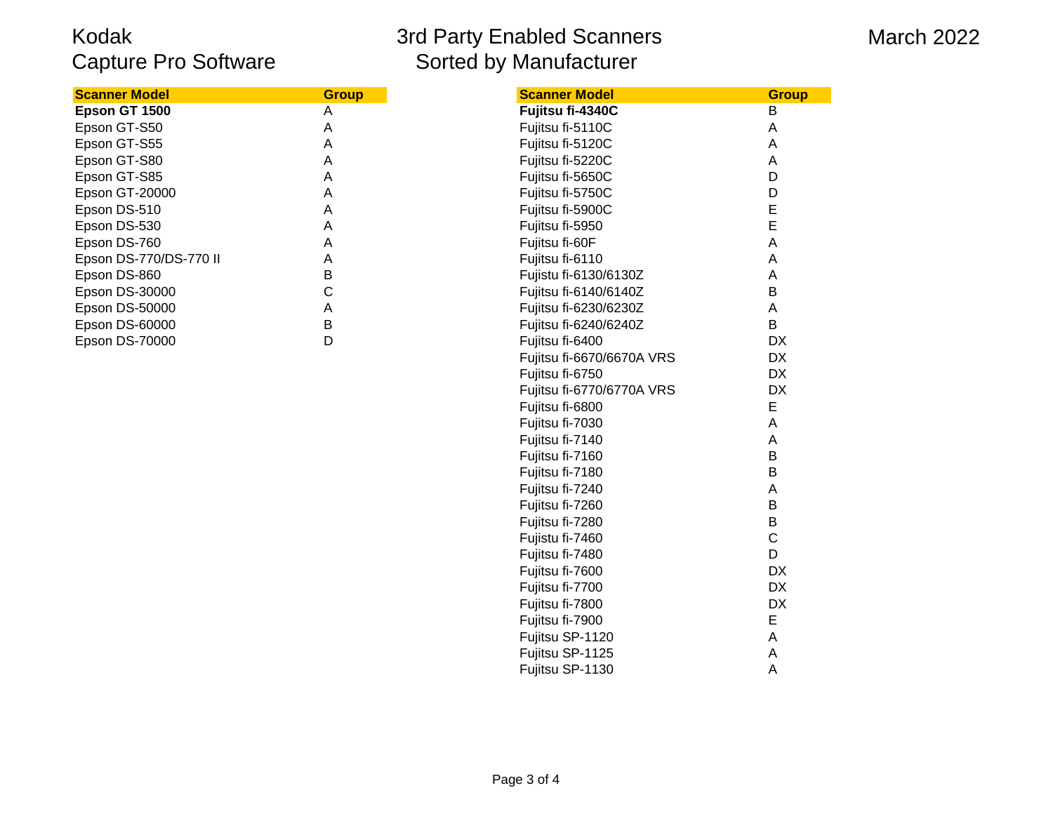Kodak
Capture Pro Software

# 3rd Party Enabled Scanners Sorted by Manufacturer

March 2022

| Scanner Model | Group |
|---|---|
| **Epson GT 1500** | A |
| Epson GT-S50 | A |
| Epson GT-S55 | A |
| Epson GT-S80 | A |
| Epson GT-S85 | A |
| Epson GT-20000 | A |
| Epson DS-510 | A |
| Epson DS-530 | A |
| Epson DS-760 | A |
| Epson DS-770/DS-770 II | A |
| Epson DS-860 | B |
| Epson DS-30000 | C |
| Epson DS-50000 | A |
| Epson DS-60000 | B |
| Epson DS-70000 | D |

| Scanner Model | Group |
|---|---|
| **Fujitsu fi-4340C** | B |
| Fujitsu fi-5110C | A |
| Fujitsu fi-5120C | A |
| Fujitsu fi-5220C | A |
| Fujitsu fi-5650C | D |
| Fujitsu fi-5750C | D |
| Fujitsu fi-5900C | E |
| Fujitsu fi-5950 | E |
| Fujitsu fi-60F | A |
| Fujitsu fi-6110 | A |
| Fujistu fi-6130/6130Z | A |
| Fujitsu fi-6140/6140Z | B |
| Fujitsu fi-6230/6230Z | A |
| Fujitsu fi-6240/6240Z | B |
| Fujitsu fi-6400 | DX |
| Fujitsu fi-6670/6670A VRS | DX |
| Fujitsu fi-6750 | DX |
| Fujitsu fi-6770/6770A VRS | DX |
| Fujitsu fi-6800 | E |
| Fujitsu fi-7030 | A |
| Fujitsu fi-7140 | A |
| Fujitsu fi-7160 | B |
| Fujitsu fi-7180 | B |
| Fujitsu fi-7240 | A |
| Fujitsu fi-7260 | B |
| Fujitsu fi-7280 | B |
| Fujistu fi-7460 | C |
| Fujitsu fi-7480 | D |
| Fujitsu fi-7600 | DX |
| Fujitsu fi-7700 | DX |
| Fujitsu fi-7800 | DX |
| Fujitsu fi-7900 | E |
| Fujitsu SP-1120 | A |
| Fujitsu SP-1125 | A |
| Fujitsu SP-1130 | A |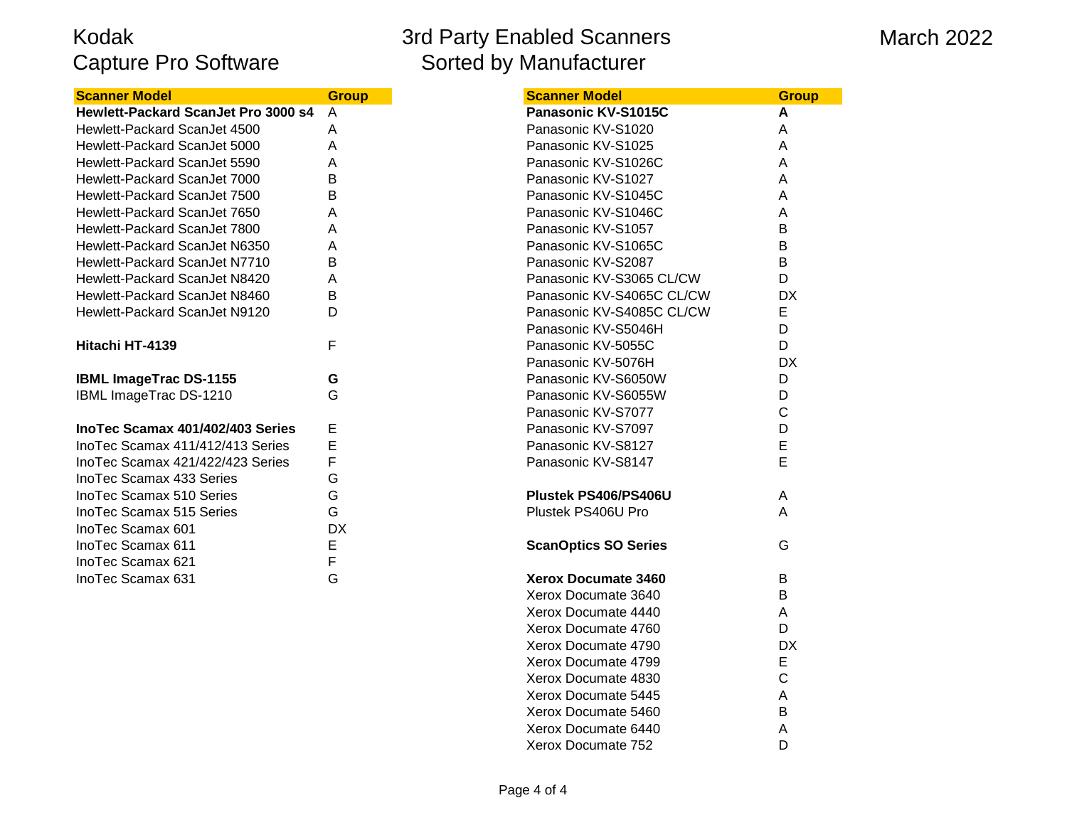Kodak
Capture Pro Software

3rd Party Enabled Scanners
Sorted by Manufacturer

March 2022

| Scanner Model | Group |
|---|---|
| **Hewlett-Packard ScanJet Pro 3000 s4** | A |
| Hewlett-Packard ScanJet 4500 | A |
| Hewlett-Packard ScanJet 5000 | A |
| Hewlett-Packard ScanJet 5590 | A |
| Hewlett-Packard ScanJet 7000 | B |
| Hewlett-Packard ScanJet 7500 | B |
| Hewlett-Packard ScanJet 7650 | A |
| Hewlett-Packard ScanJet 7800 | A |
| Hewlett-Packard ScanJet N6350 | A |
| Hewlett-Packard ScanJet N7710 | B |
| Hewlett-Packard ScanJet N8420 | A |
| Hewlett-Packard ScanJet N8460 | B |
| Hewlett-Packard ScanJet N9120 | D |
| | |
| **Hitachi HT-4139** | F |
| | |
| **IBML ImageTrac DS-1155** | **G** |
| IBML ImageTrac DS-1210 | G |
| | |
| **InoTec Scamax 401/402/403 Series** | E |
| InoTec Scamax 411/412/413 Series | E |
| InoTec Scamax 421/422/423 Series | F |
| InoTec Scamax 433 Series | G |
| InoTec Scamax 510 Series | G |
| InoTec Scamax 515 Series | G |
| InoTec Scamax 601 | DX |
| InoTec Scamax 611 | E |
| InoTec Scamax 621 | F |
| InoTec Scamax 631 | G |

| Scanner Model | Group |
|---|---|
| **Panasonic KV-S1015C** | **A** |
| Panasonic KV-S1020 | A |
| Panasonic KV-S1025 | A |
| Panasonic KV-S1026C | A |
| Panasonic KV-S1027 | A |
| Panasonic KV-S1045C | A |
| Panasonic KV-S1046C | A |
| Panasonic KV-S1057 | B |
| Panasonic KV-S1065C | B |
| Panasonic KV-S2087 | B |
| Panasonic KV-S3065 CL/CW | D |
| Panasonic KV-S4065C CL/CW | DX |
| Panasonic KV-S4085C CL/CW | E |
| Panasonic KV-S5046H | D |
| Panasonic KV-5055C | D |
| Panasonic KV-5076H | DX |
| Panasonic KV-S6050W | D |
| Panasonic KV-S6055W | D |
| Panasonic KV-S7077 | C |
| Panasonic KV-S7097 | D |
| Panasonic KV-S8127 | E |
| Panasonic KV-S8147 | E |
| | |
| **Plustek PS406/PS406U** | A |
| Plustek PS406U Pro | A |
| | |
| **ScanOptics SO Series** | G |
| | |
| **Xerox Documate 3460** | B |
| Xerox Documate 3640 | B |
| Xerox Documate 4440 | A |
| Xerox Documate 4760 | D |
| Xerox Documate 4790 | DX |
| Xerox Documate 4799 | E |
| Xerox Documate 4830 | C |
| Xerox Documate 5445 | A |
| Xerox Documate 5460 | B |
| Xerox Documate 6440 | A |
| Xerox Documate 752 | D |